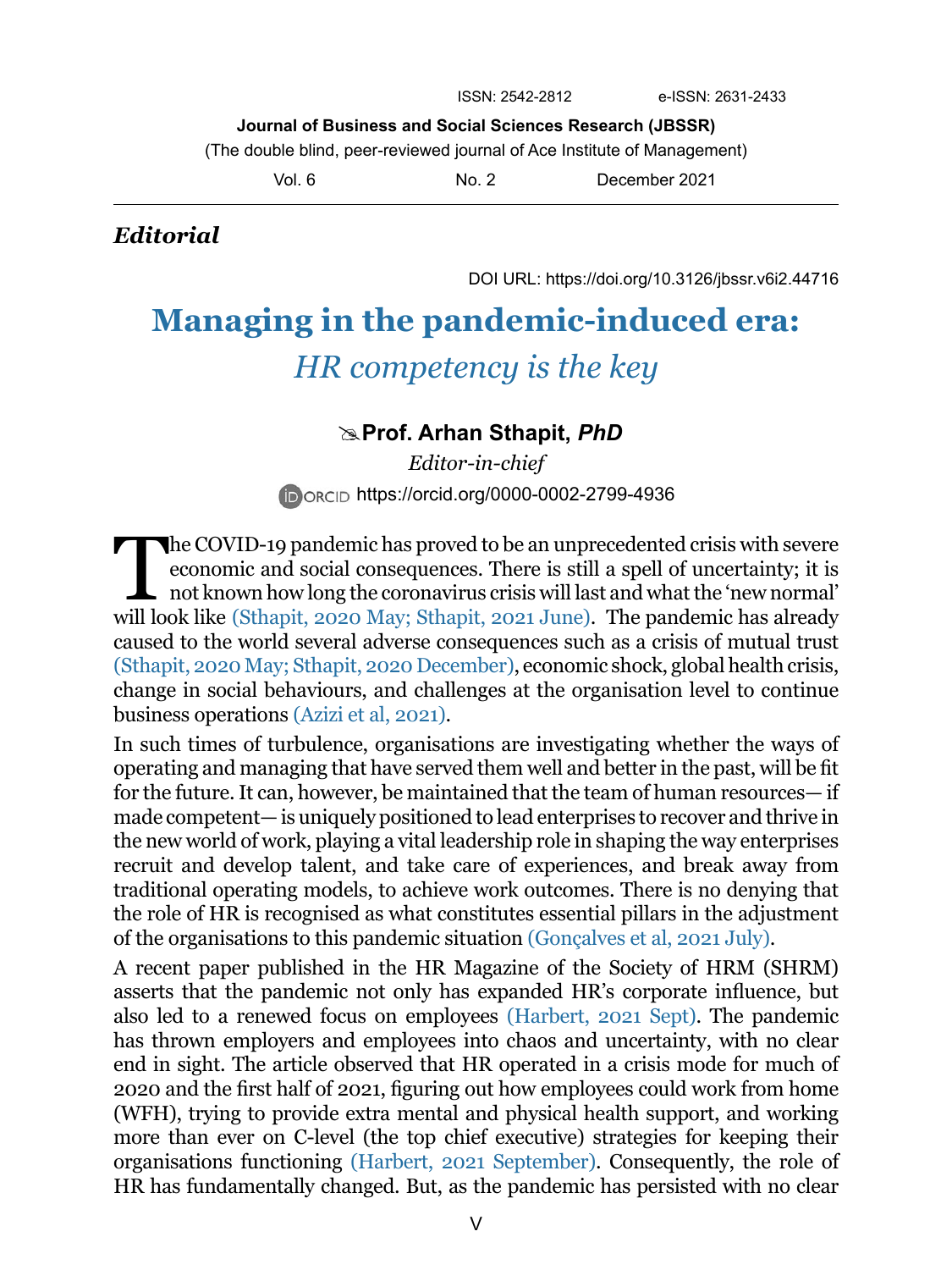ISSN: 2542-2812 e-ISSN: 2631-2433

**Journal of Business and Social Sciences Research (JBSSR)**

(The double blind, peer-reviewed journal of Ace Institute of Management)

Vol. 6 No. 2 December 2021

***Editorial***

DOI URL: https://doi.org/10.3126/jbssr.v6i2.44716

# Managing in the pandemic-induced era: *HR competency is the key*

**Prof. Arhan Sthapit, *PhD***

*Editor-in-chief*

ORCID https://orcid.org/0000-0002-2799-4936

The COVID-19 pandemic has proved to be an unprecedented crisis with severe economic and social consequences. There is still a spell of uncertainty; it is not known how long the coronavirus crisis will last and what the 'new normal' will look like (Sthapit, 2020 May; Sthapit, 2021 June). The pandemic has already caused to the world several adverse consequences such as a crisis of mutual trust (Sthapit, 2020 May; Sthapit, 2020 December), economic shock, global health crisis, change in social behaviours, and challenges at the organisation level to continue business operations (Azizi et al, 2021).

In such times of turbulence, organisations are investigating whether the ways of operating and managing that have served them well and better in the past, will be fit for the future. It can, however, be maintained that the team of human resources— if made competent— is uniquely positioned to lead enterprises to recover and thrive in the new world of work, playing a vital leadership role in shaping the way enterprises recruit and develop talent, and take care of experiences, and break away from traditional operating models, to achieve work outcomes. There is no denying that the role of HR is recognised as what constitutes essential pillars in the adjustment of the organisations to this pandemic situation (Gonçalves et al, 2021 July).

A recent paper published in the HR Magazine of the Society of HRM (SHRM) asserts that the pandemic not only has expanded HR's corporate influence, but also led to a renewed focus on employees (Harbert, 2021 Sept). The pandemic has thrown employers and employees into chaos and uncertainty, with no clear end in sight. The article observed that HR operated in a crisis mode for much of 2020 and the first half of 2021, figuring out how employees could work from home (WFH), trying to provide extra mental and physical health support, and working more than ever on C-level (the top chief executive) strategies for keeping their organisations functioning (Harbert, 2021 September). Consequently, the role of HR has fundamentally changed. But, as the pandemic has persisted with no clear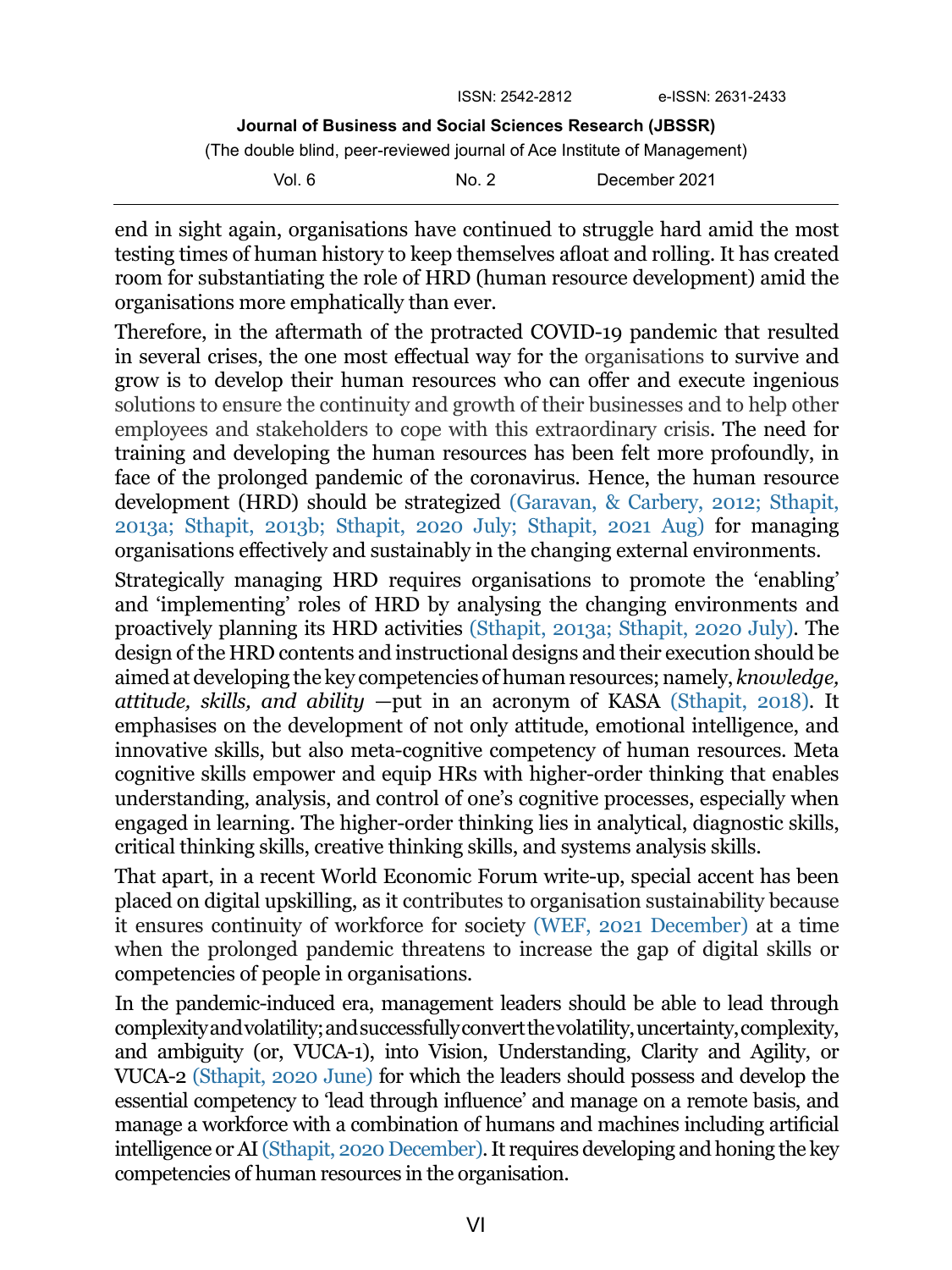end in sight again, organisations have continued to struggle hard amid the most testing times of human history to keep themselves afloat and rolling. It has created room for substantiating the role of HRD (human resource development) amid the organisations more emphatically than ever.

Therefore, in the aftermath of the protracted COVID-19 pandemic that resulted in several crises, the one most effectual way for the organisations to survive and grow is to develop their human resources who can offer and execute ingenious solutions to ensure the continuity and growth of their businesses and to help other employees and stakeholders to cope with this extraordinary crisis. The need for training and developing the human resources has been felt more profoundly, in face of the prolonged pandemic of the coronavirus. Hence, the human resource development (HRD) should be strategized (Garavan, & Carbery, 2012; Sthapit, 2013a; Sthapit, 2013b; Sthapit, 2020 July; Sthapit, 2021 Aug) for managing organisations effectively and sustainably in the changing external environments.

Strategically managing HRD requires organisations to promote the 'enabling' and 'implementing' roles of HRD by analysing the changing environments and proactively planning its HRD activities (Sthapit, 2013a; Sthapit, 2020 July). The design of the HRD contents and instructional designs and their execution should be aimed at developing the key competencies of human resources; namely, *knowledge, attitude, skills, and ability* —put in an acronym of KASA (Sthapit, 2018). It emphasises on the development of not only attitude, emotional intelligence, and innovative skills, but also meta-cognitive competency of human resources. Meta cognitive skills empower and equip HRs with higher-order thinking that enables understanding, analysis, and control of one's cognitive processes, especially when engaged in learning. The higher-order thinking lies in analytical, diagnostic skills, critical thinking skills, creative thinking skills, and systems analysis skills.

That apart, in a recent World Economic Forum write-up, special accent has been placed on digital upskilling, as it contributes to organisation sustainability because it ensures continuity of workforce for society (WEF, 2021 December) at a time when the prolonged pandemic threatens to increase the gap of digital skills or competencies of people in organisations.

In the pandemic-induced era, management leaders should be able to lead through complexity and volatility; and successfully convert the volatility, uncertainty, complexity, and ambiguity (or, VUCA-1), into Vision, Understanding, Clarity and Agility, or VUCA-2 (Sthapit, 2020 June) for which the leaders should possess and develop the essential competency to 'lead through influence' and manage on a remote basis, and manage a workforce with a combination of humans and machines including artificial intelligence or AI (Sthapit, 2020 December). It requires developing and honing the key competencies of human resources in the organisation.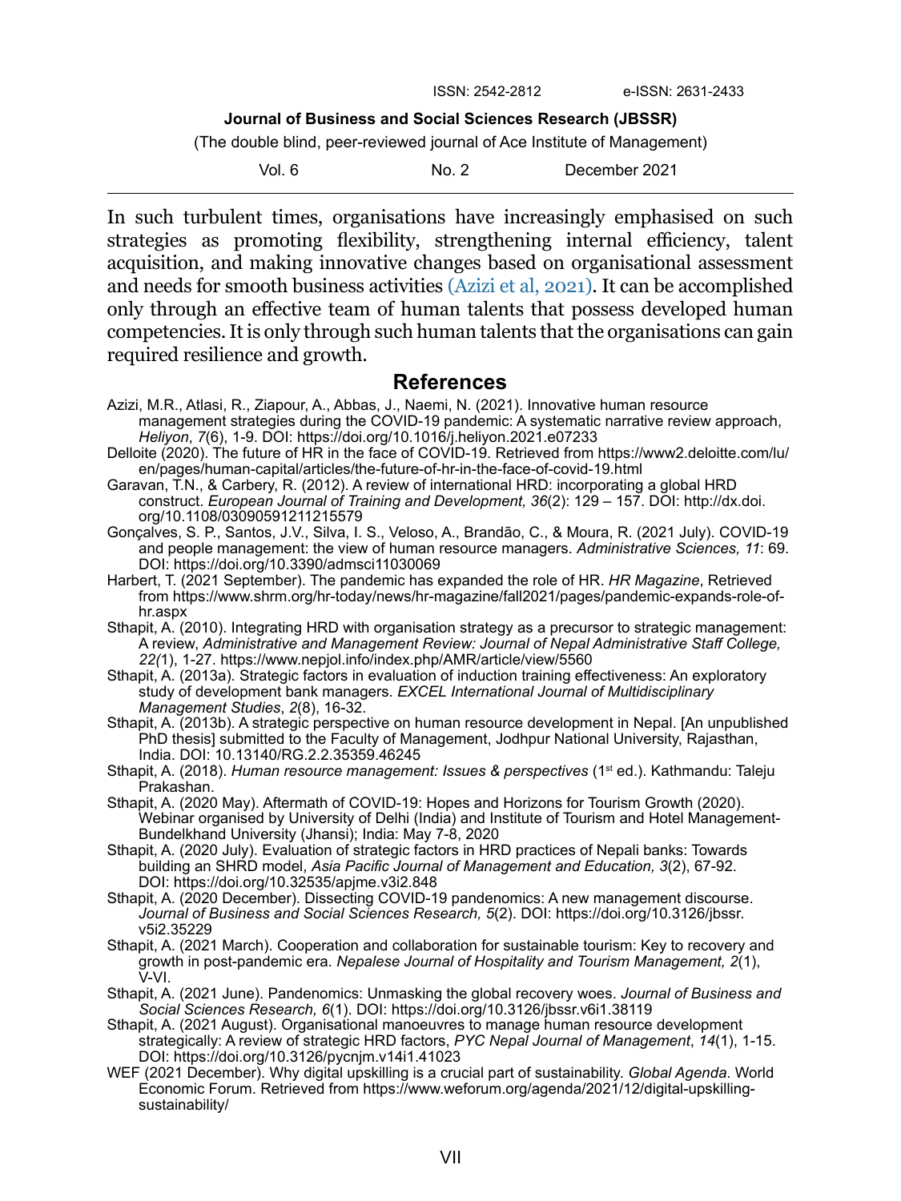In such turbulent times, organisations have increasingly emphasised on such strategies as promoting flexibility, strengthening internal efficiency, talent acquisition, and making innovative changes based on organisational assessment and needs for smooth business activities (Azizi et al, 2021). It can be accomplished only through an effective team of human talents that possess developed human competencies. It is only through such human talents that the organisations can gain required resilience and growth.

## References

Azizi, M.R., Atlasi, R., Ziapour, A., Abbas, J., Naemi, N. (2021). Innovative human resource management strategies during the COVID-19 pandemic: A systematic narrative review approach, *Heliyon*, *7*(6), 1-9. DOI: https://doi.org/10.1016/j.heliyon.2021.e07233

Delloite (2020). The future of HR in the face of COVID-19. Retrieved from https://www2.deloitte.com/lu/en/pages/human-capital/articles/the-future-of-hr-in-the-face-of-covid-19.html

Garavan, T.N., & Carbery, R. (2012). A review of international HRD: incorporating a global HRD construct. *European Journal of Training and Development, 36*(2): 129 – 157. DOI: http://dx.doi.org/10.1108/03090591211215579

Gonçalves, S. P., Santos, J.V., Silva, I. S., Veloso, A., Brandão, C., & Moura, R. (2021 July). COVID-19 and people management: the view of human resource managers. *Administrative Sciences, 11*: 69. DOI: https://doi.org/10.3390/admsci11030069

Harbert, T. (2021 September). The pandemic has expanded the role of HR. *HR Magazine*, Retrieved from https://www.shrm.org/hr-today/news/hr-magazine/fall2021/pages/pandemic-expands-role-of-hr.aspx

Sthapit, A. (2010). Integrating HRD with organisation strategy as a precursor to strategic management: A review, *Administrative and Management Review: Journal of Nepal Administrative Staff College, 22(*1), 1-27. https://www.nepjol.info/index.php/AMR/article/view/5560

Sthapit, A. (2013a). Strategic factors in evaluation of induction training effectiveness: An exploratory study of development bank managers. *EXCEL International Journal of Multidisciplinary Management Studies*, *2*(8), 16-32.

Sthapit, A. (2013b). A strategic perspective on human resource development in Nepal. [An unpublished PhD thesis] submitted to the Faculty of Management, Jodhpur National University, Rajasthan, India. DOI: 10.13140/RG.2.2.35359.46245

Sthapit, A. (2018). *Human resource management: Issues & perspectives* (1st ed.). Kathmandu: Taleju Prakashan.

Sthapit, A. (2020 May). Aftermath of COVID-19: Hopes and Horizons for Tourism Growth (2020). Webinar organised by University of Delhi (India) and Institute of Tourism and Hotel Management-Bundelkhand University (Jhansi); India: May 7-8, 2020

Sthapit, A. (2020 July). Evaluation of strategic factors in HRD practices of Nepali banks: Towards building an SHRD model, *Asia Pacific Journal of Management and Education, 3*(2), 67-92. DOI: https://doi.org/10.32535/apjme.v3i2.848

Sthapit, A. (2020 December). Dissecting COVID-19 pandenomics: A new management discourse. *Journal of Business and Social Sciences Research, 5*(2). DOI: https://doi.org/10.3126/jbssr.v5i2.35229

Sthapit, A. (2021 March). Cooperation and collaboration for sustainable tourism: Key to recovery and growth in post-pandemic era. *Nepalese Journal of Hospitality and Tourism Management, 2*(1), V-VI.

Sthapit, A. (2021 June). Pandenomics: Unmasking the global recovery woes. *Journal of Business and Social Sciences Research, 6*(1). DOI: https://doi.org/10.3126/jbssr.v6i1.38119

Sthapit, A. (2021 August). Organisational manoeuvres to manage human resource development strategically: A review of strategic HRD factors, *PYC Nepal Journal of Management*, *14*(1), 1-15. DOI: https://doi.org/10.3126/pycnjm.v14i1.41023

WEF (2021 December). Why digital upskilling is a crucial part of sustainability. *Global Agenda*. World Economic Forum. Retrieved from https://www.weforum.org/agenda/2021/12/digital-upskilling-sustainability/